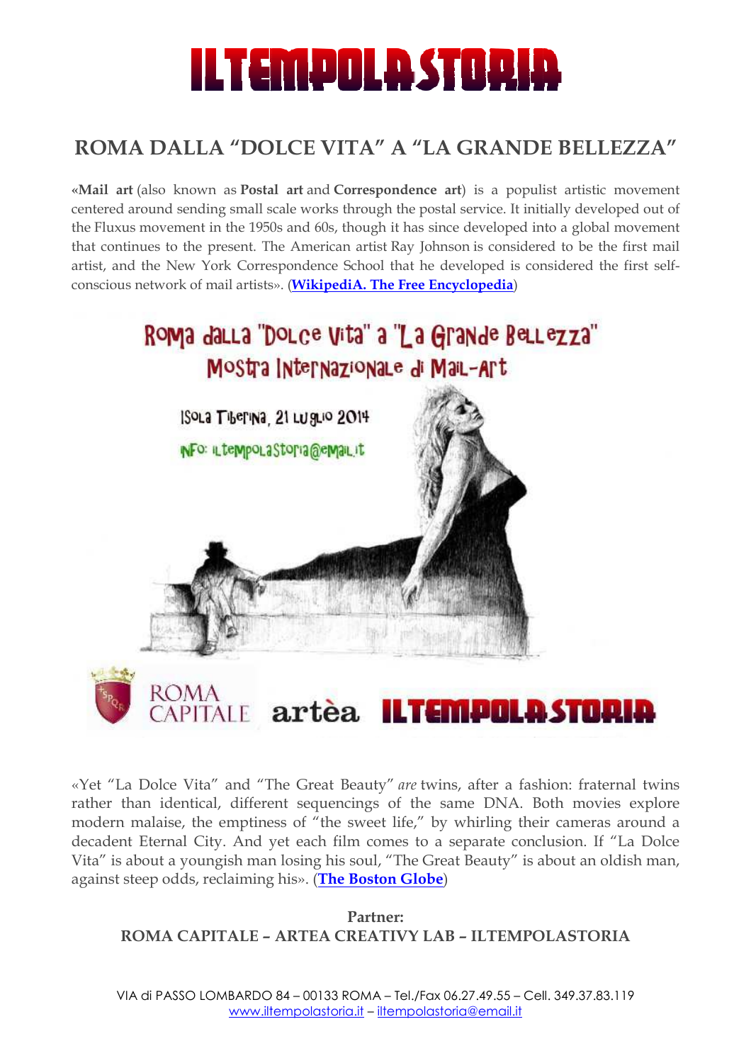# ILTEMPOLASTORIA

## ROMA DALLA "DOLCE VITA" A "LA GRANDE BELLEZZA"

«**Mail art** (also known as **Postal art** and **Correspondence art**) is a populist artistic movement centered around sending small scale works through the postal service. It initially developed out of the Fluxus movement in the 1950s and 60s, though it has since developed into a global movement that continues to the present. The American artist Ray Johnson is considered to be the first mail artist, and the New York Correspondence School that he developed is considered the first self-conscious network of mail artists». (**WikipediA. The Free Encyclopedia**)

Roma dalla "Dolce Vita" a "La Grande Bellezza"
Mostra Internazionale di Mail-Art

Isola Tiberina, 21 luglio 2014

INFO: iltempolastoria@email.it

ROMA CAPITALE artèa ILTEMPOLASTORIA

«Yet "La Dolce Vita" and "The Great Beauty" *are* twins, after a fashion: fraternal twins rather than identical, different sequencings of the same DNA. Both movies explore modern malaise, the emptiness of "the sweet life," by whirling their cameras around a decadent Eternal City. And yet each film comes to a separate conclusion. If "La Dolce Vita" is about a youngish man losing his soul, "The Great Beauty" is about an oldish man, against steep odds, reclaiming his». (**The Boston Globe**)

**Partner:**
**ROMA CAPITALE – ARTEA CREATIVY LAB – ILTEMPOLASTORIA**

VIA di PASSO LOMBARDO 84 – 00133 ROMA – Tel./Fax 06.27.49.55 – Cell. 349.37.83.119
www.iltempolastoria.it – iltempolastoria@email.it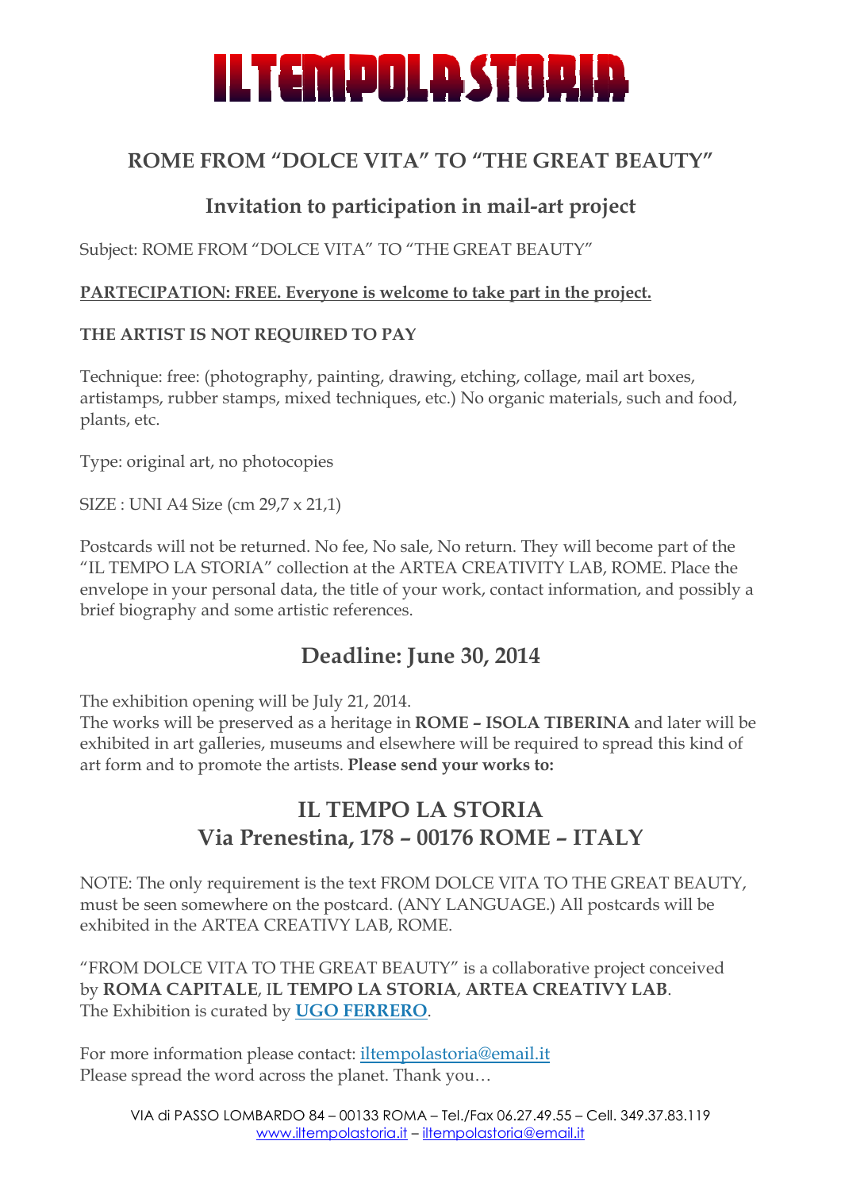# ILTEMPOLASTORIA

## ROME FROM "DOLCE VITA" TO "THE GREAT BEAUTY"

### Invitation to participation in mail-art project

Subject: ROME FROM "DOLCE VITA" TO "THE GREAT BEAUTY"

**PARTECIPATION: FREE. Everyone is welcome to take part in the project.**

**THE ARTIST IS NOT REQUIRED TO PAY**

Technique: free: (photography, painting, drawing, etching, collage, mail art boxes, artistamps, rubber stamps, mixed techniques, etc.) No organic materials, such and food, plants, etc.

Type: original art, no photocopies

SIZE : UNI A4 Size (cm 29,7 x 21,1)

Postcards will not be returned. No fee, No sale, No return. They will become part of the "IL TEMPO LA STORIA" collection at the ARTEA CREATIVITY LAB, ROME. Place the envelope in your personal data, the title of your work, contact information, and possibly a brief biography and some artistic references.

## Deadline: June 30, 2014

The exhibition opening will be July 21, 2014.
The works will be preserved as a heritage in **ROME – ISOLA TIBERINA** and later will be exhibited in art galleries, museums and elsewhere will be required to spread this kind of art form and to promote the artists. **Please send your works to:**

## IL TEMPO LA STORIA
## Via Prenestina, 178 – 00176 ROME – ITALY

NOTE: The only requirement is the text FROM DOLCE VITA TO THE GREAT BEAUTY, must be seen somewhere on the postcard. (ANY LANGUAGE.) All postcards will be exhibited in the ARTEA CREATIVY LAB, ROME.

"FROM DOLCE VITA TO THE GREAT BEAUTY" is a collaborative project conceived by **ROMA CAPITALE**, I**L TEMPO LA STORIA**, **ARTEA CREATIVY LAB**.
The Exhibition is curated by **UGO FERRERO**.

For more information please contact: iltempolastoria@email.it
Please spread the word across the planet. Thank you…

VIA di PASSO LOMBARDO 84 – 00133 ROMA – Tel./Fax 06.27.49.55 – Cell. 349.37.83.119
www.iltempolastoria.it – iltempolastoria@email.it